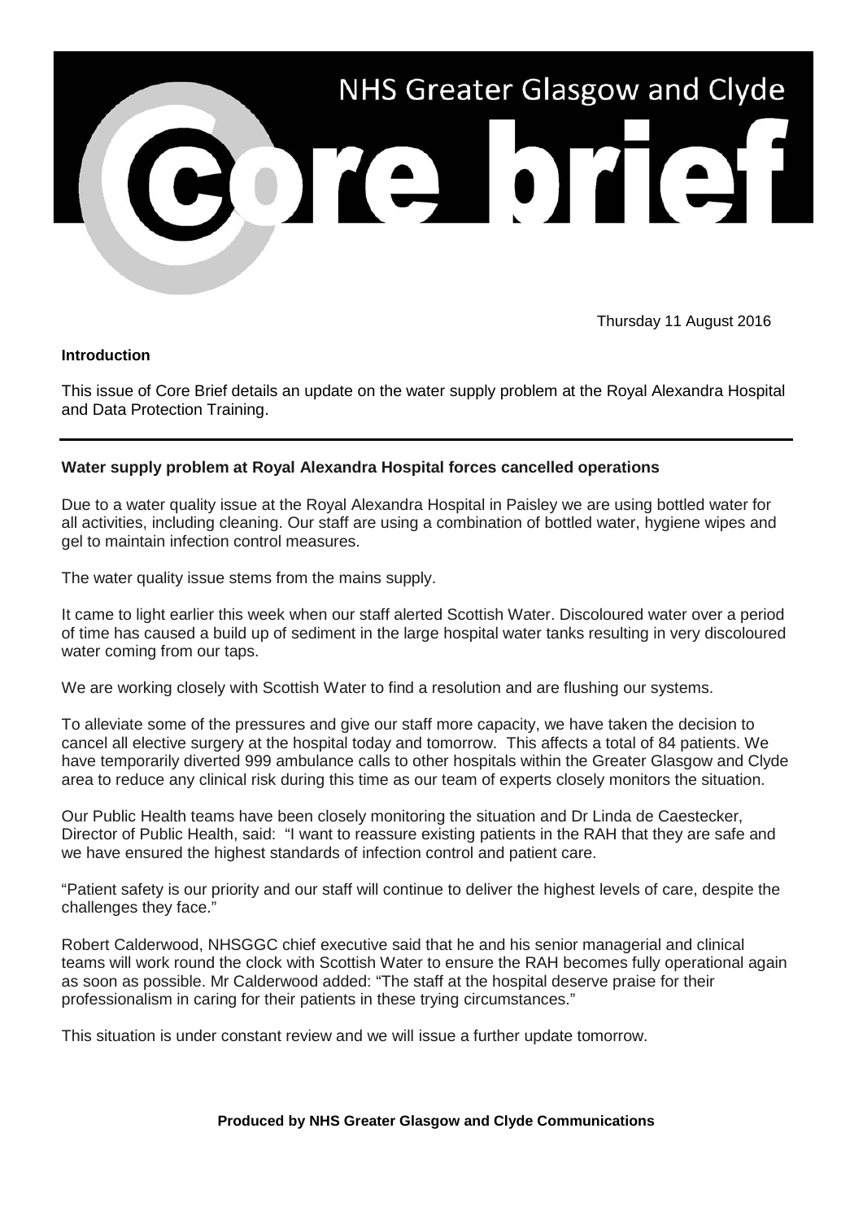# NHS Greater Glasgow and Clyde

# Core brief

Thursday 11 August 2016

**Introduction**

This issue of Core Brief details an update on the water supply problem at the Royal Alexandra Hospital and Data Protection Training.

---

## Water supply problem at Royal Alexandra Hospital forces cancelled operations

Due to a water quality issue at the Royal Alexandra Hospital in Paisley we are using bottled water for all activities, including cleaning. Our staff are using a combination of bottled water, hygiene wipes and gel to maintain infection control measures.

The water quality issue stems from the mains supply.

It came to light earlier this week when our staff alerted Scottish Water. Discoloured water over a period of time has caused a build up of sediment in the large hospital water tanks resulting in very discoloured water coming from our taps.

We are working closely with Scottish Water to find a resolution and are flushing our systems.

To alleviate some of the pressures and give our staff more capacity, we have taken the decision to cancel all elective surgery at the hospital today and tomorrow. This affects a total of 84 patients. We have temporarily diverted 999 ambulance calls to other hospitals within the Greater Glasgow and Clyde area to reduce any clinical risk during this time as our team of experts closely monitors the situation.

Our Public Health teams have been closely monitoring the situation and Dr Linda de Caestecker, Director of Public Health, said: "I want to reassure existing patients in the RAH that they are safe and we have ensured the highest standards of infection control and patient care.

"Patient safety is our priority and our staff will continue to deliver the highest levels of care, despite the challenges they face."

Robert Calderwood, NHSGGC chief executive said that he and his senior managerial and clinical teams will work round the clock with Scottish Water to ensure the RAH becomes fully operational again as soon as possible. Mr Calderwood added: "The staff at the hospital deserve praise for their professionalism in caring for their patients in these trying circumstances."

This situation is under constant review and we will issue a further update tomorrow.

**Produced by NHS Greater Glasgow and Clyde Communications**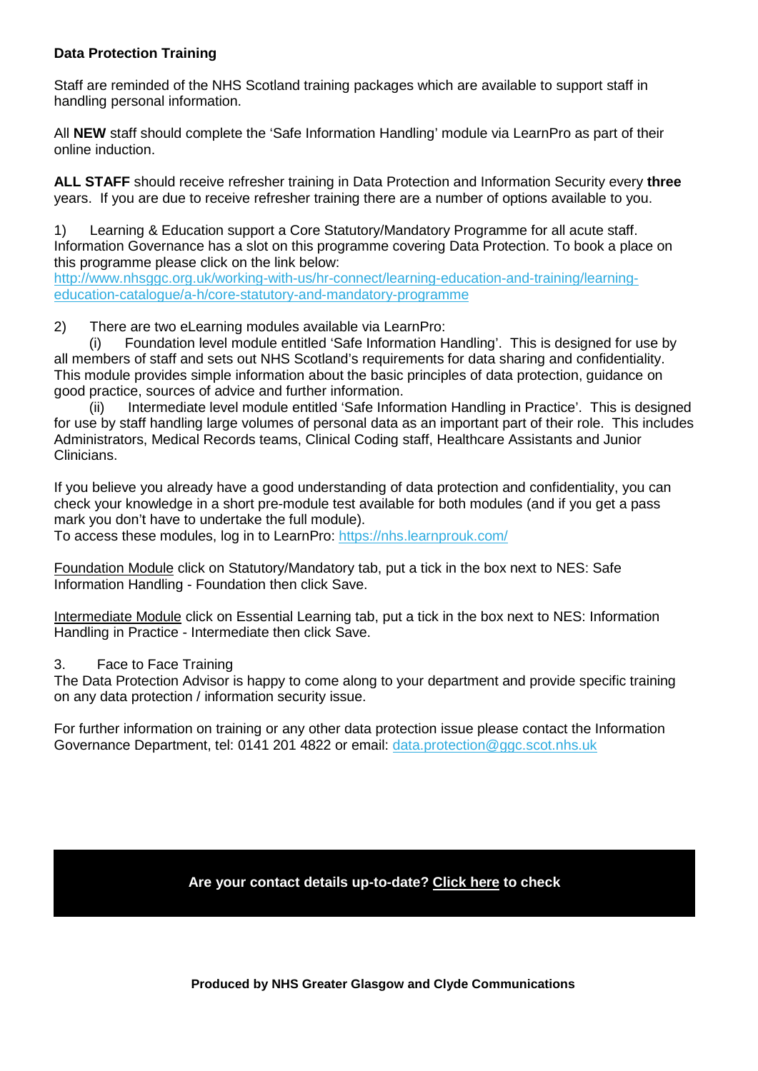**Data Protection Training**

Staff are reminded of the NHS Scotland training packages which are available to support staff in handling personal information.

All **NEW** staff should complete the 'Safe Information Handling' module via LearnPro as part of their online induction.

**ALL STAFF** should receive refresher training in Data Protection and Information Security every **three** years. If you are due to receive refresher training there are a number of options available to you.

1) Learning & Education support a Core Statutory/Mandatory Programme for all acute staff. Information Governance has a slot on this programme covering Data Protection. To book a place on this programme please click on the link below:
[http://www.nhsggc.org.uk/working-with-us/hr-connect/learning-education-and-training/learning-education-catalogue/a-h/core-statutory-and-mandatory-programme](http://www.nhsggc.org.uk/working-with-us/hr-connect/learning-education-and-training/learning-education-catalogue/a-h/core-statutory-and-mandatory-programme)

2) There are two eLearning modules available via LearnPro:

(i) Foundation level module entitled 'Safe Information Handling'. This is designed for use by all members of staff and sets out NHS Scotland's requirements for data sharing and confidentiality. This module provides simple information about the basic principles of data protection, guidance on good practice, sources of advice and further information.

(ii) Intermediate level module entitled 'Safe Information Handling in Practice'. This is designed for use by staff handling large volumes of personal data as an important part of their role. This includes Administrators, Medical Records teams, Clinical Coding staff, Healthcare Assistants and Junior Clinicians.

If you believe you already have a good understanding of data protection and confidentiality, you can check your knowledge in a short pre-module test available for both modules (and if you get a pass mark you don't have to undertake the full module).
To access these modules, log in to LearnPro: [https://nhs.learnprouk.com/](https://nhs.learnprouk.com/)

Foundation Module click on Statutory/Mandatory tab, put a tick in the box next to NES: Safe Information Handling - Foundation then click Save.

Intermediate Module click on Essential Learning tab, put a tick in the box next to NES: Information Handling in Practice - Intermediate then click Save.

3. Face to Face Training
The Data Protection Advisor is happy to come along to your department and provide specific training on any data protection / information security issue.

For further information on training or any other data protection issue please contact the Information Governance Department, tel: 0141 201 4822 or email: [data.protection@ggc.scot.nhs.uk](mailto:data.protection@ggc.scot.nhs.uk)

**Are your contact details up-to-date? Click here to check**

**Produced by NHS Greater Glasgow and Clyde Communications**